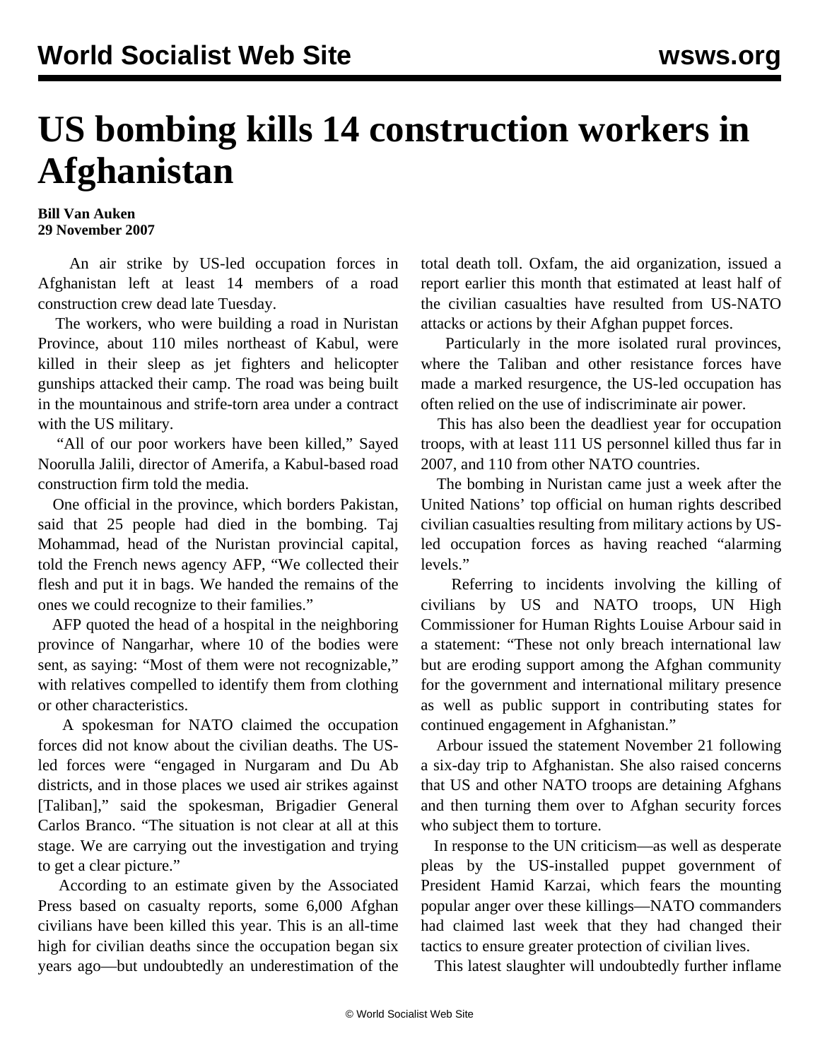# US bombing kills 14 construction workers in Afghanistan

**Bill Van Auken**
**29 November 2007**

An air strike by US-led occupation forces in Afghanistan left at least 14 members of a road construction crew dead late Tuesday.

The workers, who were building a road in Nuristan Province, about 110 miles northeast of Kabul, were killed in their sleep as jet fighters and helicopter gunships attacked their camp. The road was being built in the mountainous and strife-torn area under a contract with the US military.

"All of our poor workers have been killed," Sayed Noorulla Jalili, director of Amerifa, a Kabul-based road construction firm told the media.

One official in the province, which borders Pakistan, said that 25 people had died in the bombing. Taj Mohammad, head of the Nuristan provincial capital, told the French news agency AFP, "We collected their flesh and put it in bags. We handed the remains of the ones we could recognize to their families."

AFP quoted the head of a hospital in the neighboring province of Nangarhar, where 10 of the bodies were sent, as saying: "Most of them were not recognizable," with relatives compelled to identify them from clothing or other characteristics.

A spokesman for NATO claimed the occupation forces did not know about the civilian deaths. The US-led forces were "engaged in Nurgaram and Du Ab districts, and in those places we used air strikes against [Taliban]," said the spokesman, Brigadier General Carlos Branco. "The situation is not clear at all at this stage. We are carrying out the investigation and trying to get a clear picture."

According to an estimate given by the Associated Press based on casualty reports, some 6,000 Afghan civilians have been killed this year. This is an all-time high for civilian deaths since the occupation began six years ago—but undoubtedly an underestimation of the total death toll. Oxfam, the aid organization, issued a report earlier this month that estimated at least half of the civilian casualties have resulted from US-NATO attacks or actions by their Afghan puppet forces.

Particularly in the more isolated rural provinces, where the Taliban and other resistance forces have made a marked resurgence, the US-led occupation has often relied on the use of indiscriminate air power.

This has also been the deadliest year for occupation troops, with at least 111 US personnel killed thus far in 2007, and 110 from other NATO countries.

The bombing in Nuristan came just a week after the United Nations' top official on human rights described civilian casualties resulting from military actions by US-led occupation forces as having reached "alarming levels."

Referring to incidents involving the killing of civilians by US and NATO troops, UN High Commissioner for Human Rights Louise Arbour said in a statement: "These not only breach international law but are eroding support among the Afghan community for the government and international military presence as well as public support in contributing states for continued engagement in Afghanistan."

Arbour issued the statement November 21 following a six-day trip to Afghanistan. She also raised concerns that US and other NATO troops are detaining Afghans and then turning them over to Afghan security forces who subject them to torture.

In response to the UN criticism—as well as desperate pleas by the US-installed puppet government of President Hamid Karzai, which fears the mounting popular anger over these killings—NATO commanders had claimed last week that they had changed their tactics to ensure greater protection of civilian lives.

This latest slaughter will undoubtedly further inflame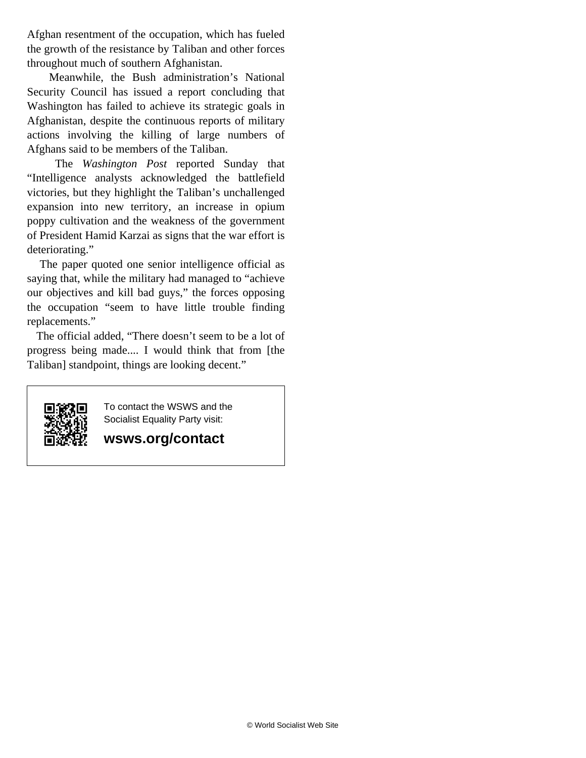Afghan resentment of the occupation, which has fueled the growth of the resistance by Taliban and other forces throughout much of southern Afghanistan.

Meanwhile, the Bush administration's National Security Council has issued a report concluding that Washington has failed to achieve its strategic goals in Afghanistan, despite the continuous reports of military actions involving the killing of large numbers of Afghans said to be members of the Taliban.

The *Washington Post* reported Sunday that "Intelligence analysts acknowledged the battlefield victories, but they highlight the Taliban's unchallenged expansion into new territory, an increase in opium poppy cultivation and the weakness of the government of President Hamid Karzai as signs that the war effort is deteriorating."

The paper quoted one senior intelligence official as saying that, while the military had managed to "achieve our objectives and kill bad guys," the forces opposing the occupation "seem to have little trouble finding replacements."

The official added, "There doesn't seem to be a lot of progress being made.... I would think that from [the Taliban] standpoint, things are looking decent."

To contact the WSWS and the Socialist Equality Party visit:

**wsws.org/contact**